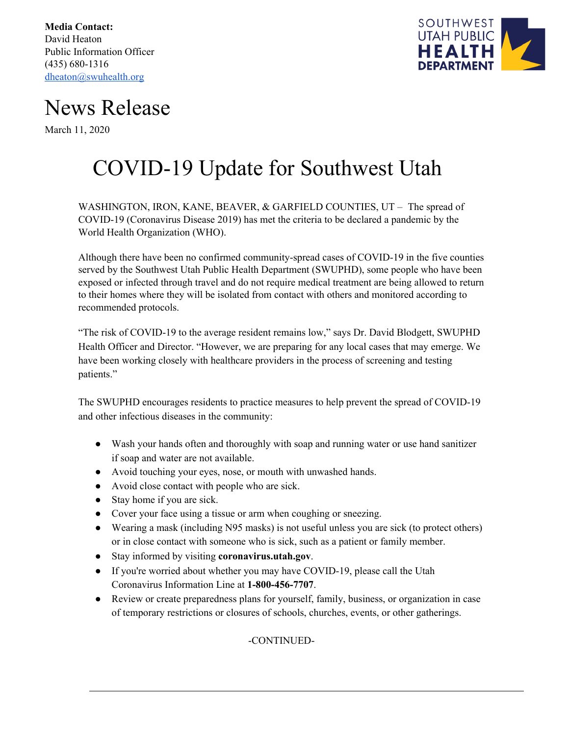**Media Contact:**
David Heaton
Public Information Officer
(435) 680-1316
dheaton@swuhealth.org

SOUTHWEST UTAH PUBLIC HEALTH DEPARTMENT

# News Release

March 11, 2020

# COVID-19 Update for Southwest Utah

WASHINGTON, IRON, KANE, BEAVER, & GARFIELD COUNTIES, UT – The spread of COVID-19 (Coronavirus Disease 2019) has met the criteria to be declared a pandemic by the World Health Organization (WHO).

Although there have been no confirmed community-spread cases of COVID-19 in the five counties served by the Southwest Utah Public Health Department (SWUPHD), some people who have been exposed or infected through travel and do not require medical treatment are being allowed to return to their homes where they will be isolated from contact with others and monitored according to recommended protocols.

"The risk of COVID-19 to the average resident remains low," says Dr. David Blodgett, SWUPHD Health Officer and Director. "However, we are preparing for any local cases that may emerge. We have been working closely with healthcare providers in the process of screening and testing patients."

The SWUPHD encourages residents to practice measures to help prevent the spread of COVID-19 and other infectious diseases in the community:

- Wash your hands often and thoroughly with soap and running water or use hand sanitizer if soap and water are not available.
- Avoid touching your eyes, nose, or mouth with unwashed hands.
- Avoid close contact with people who are sick.
- Stay home if you are sick.
- Cover your face using a tissue or arm when coughing or sneezing.
- Wearing a mask (including N95 masks) is not useful unless you are sick (to protect others) or in close contact with someone who is sick, such as a patient or family member.
- Stay informed by visiting **coronavirus.utah.gov**.
- If you're worried about whether you may have COVID-19, please call the Utah Coronavirus Information Line at **1-800-456-7707**.
- Review or create preparedness plans for yourself, family, business, or organization in case of temporary restrictions or closures of schools, churches, events, or other gatherings.

-CONTINUED-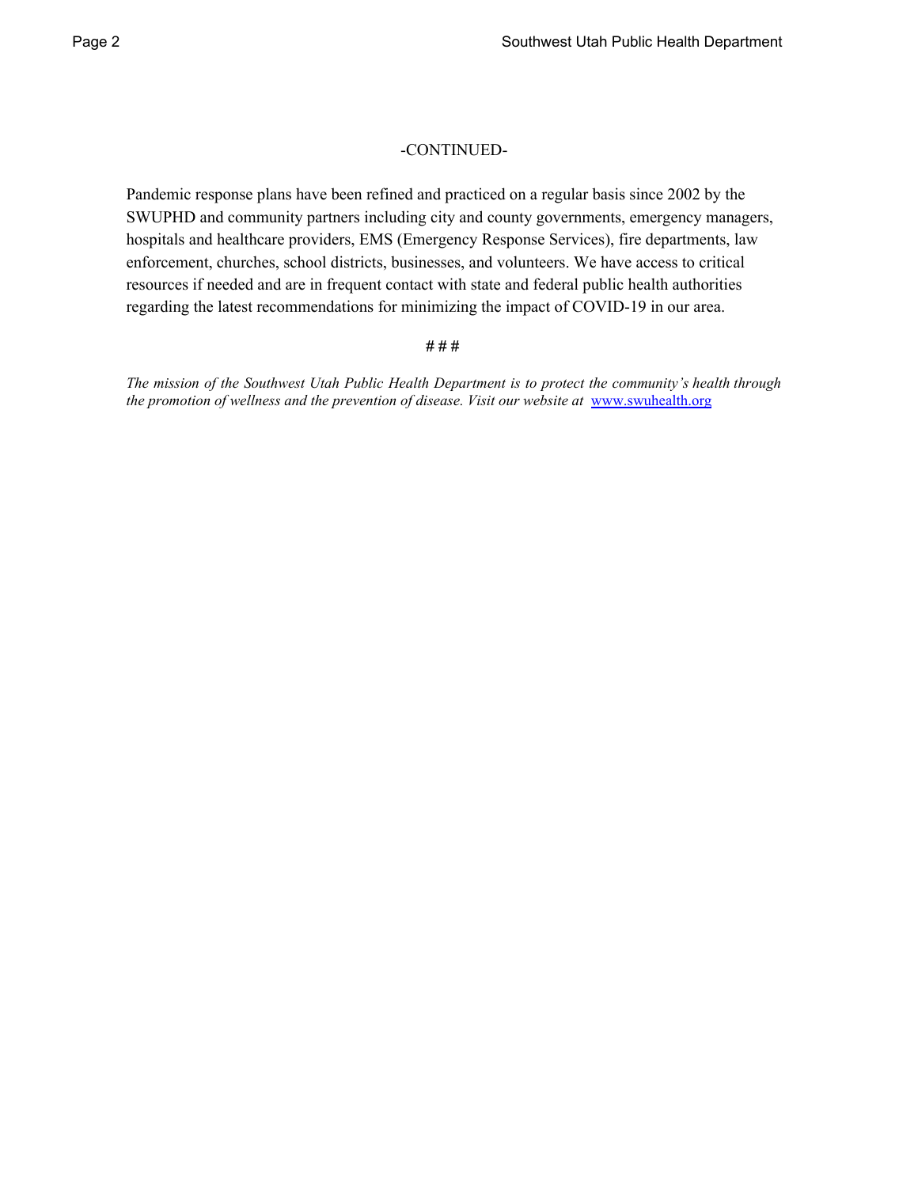-CONTINUED-

Pandemic response plans have been refined and practiced on a regular basis since 2002 by the SWUPHD and community partners including city and county governments, emergency managers, hospitals and healthcare providers, EMS (Emergency Response Services), fire departments, law enforcement, churches, school districts, businesses, and volunteers. We have access to critical resources if needed and are in frequent contact with state and federal public health authorities regarding the latest recommendations for minimizing the impact of COVID-19 in our area.

# # #

*The mission of the Southwest Utah Public Health Department is to protect the community's health through the promotion of wellness and the prevention of disease. Visit our website at* [www.swuhealth.org](http://www.swuhealth.org)